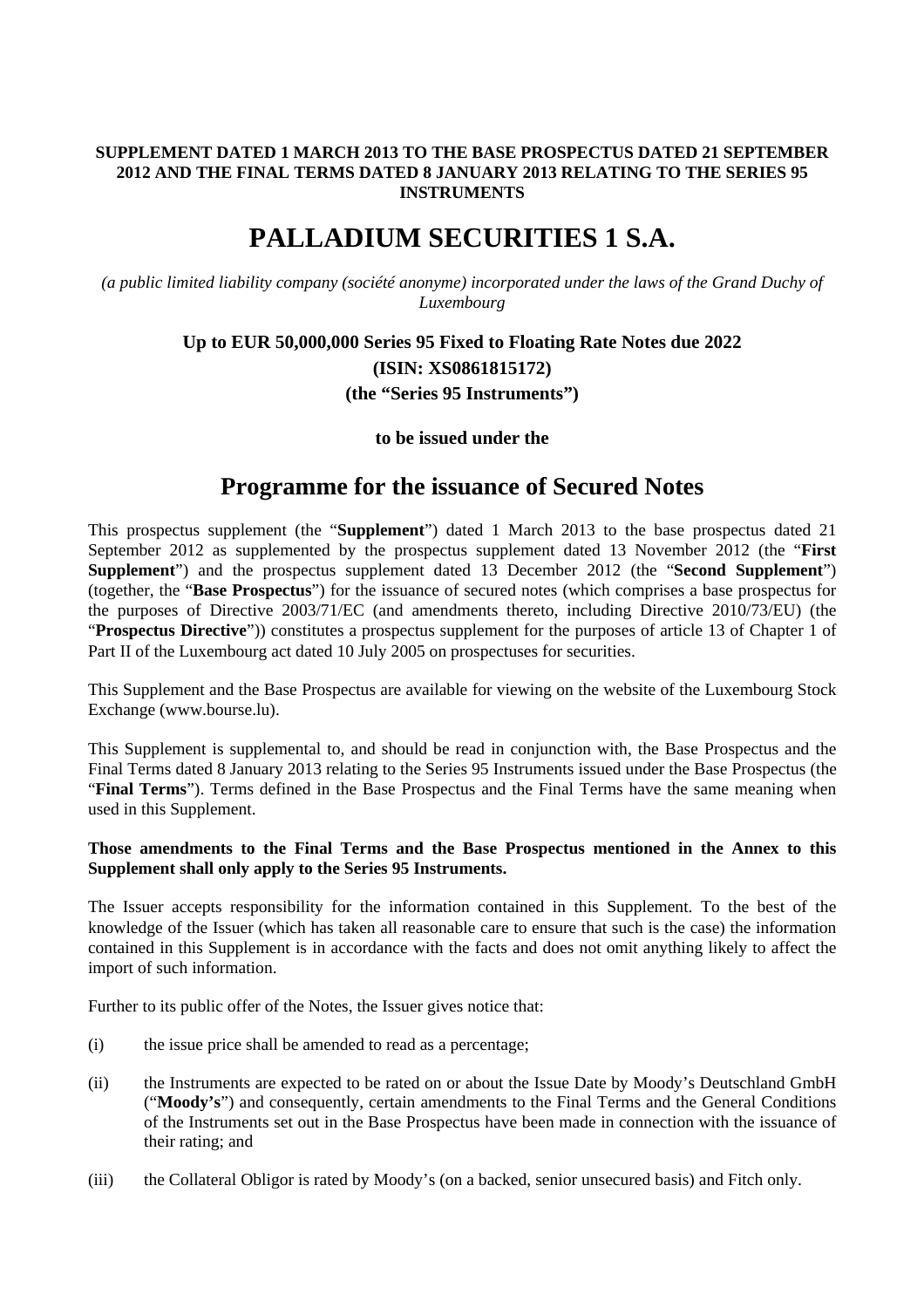**SUPPLEMENT DATED 1 MARCH 2013 TO THE BASE PROSPECTUS DATED 21 SEPTEMBER 2012 AND THE FINAL TERMS DATED 8 JANUARY 2013 RELATING TO THE SERIES 95 INSTRUMENTS**

# PALLADIUM SECURITIES 1 S.A.

*(a public limited liability company (société anonyme) incorporated under the laws of the Grand Duchy of Luxembourg*

**Up to EUR 50,000,000 Series 95 Fixed to Floating Rate Notes due 2022**

**(ISIN: XS0861815172)**

**(the "Series 95 Instruments")**

**to be issued under the**

## Programme for the issuance of Secured Notes

This prospectus supplement (the "**Supplement**") dated 1 March 2013 to the base prospectus dated 21 September 2012 as supplemented by the prospectus supplement dated 13 November 2012 (the "**First Supplement**") and the prospectus supplement dated 13 December 2012 (the "**Second Supplement**") (together, the "**Base Prospectus**") for the issuance of secured notes (which comprises a base prospectus for the purposes of Directive 2003/71/EC (and amendments thereto, including Directive 2010/73/EU) (the "**Prospectus Directive**")) constitutes a prospectus supplement for the purposes of article 13 of Chapter 1 of Part II of the Luxembourg act dated 10 July 2005 on prospectuses for securities.

This Supplement and the Base Prospectus are available for viewing on the website of the Luxembourg Stock Exchange (www.bourse.lu).

This Supplement is supplemental to, and should be read in conjunction with, the Base Prospectus and the Final Terms dated 8 January 2013 relating to the Series 95 Instruments issued under the Base Prospectus (the "**Final Terms**"). Terms defined in the Base Prospectus and the Final Terms have the same meaning when used in this Supplement.

**Those amendments to the Final Terms and the Base Prospectus mentioned in the Annex to this Supplement shall only apply to the Series 95 Instruments.**

The Issuer accepts responsibility for the information contained in this Supplement. To the best of the knowledge of the Issuer (which has taken all reasonable care to ensure that such is the case) the information contained in this Supplement is in accordance with the facts and does not omit anything likely to affect the import of such information.

Further to its public offer of the Notes, the Issuer gives notice that:

(i) the issue price shall be amended to read as a percentage;

(ii) the Instruments are expected to be rated on or about the Issue Date by Moody's Deutschland GmbH ("**Moody's**") and consequently, certain amendments to the Final Terms and the General Conditions of the Instruments set out in the Base Prospectus have been made in connection with the issuance of their rating; and

(iii) the Collateral Obligor is rated by Moody's (on a backed, senior unsecured basis) and Fitch only.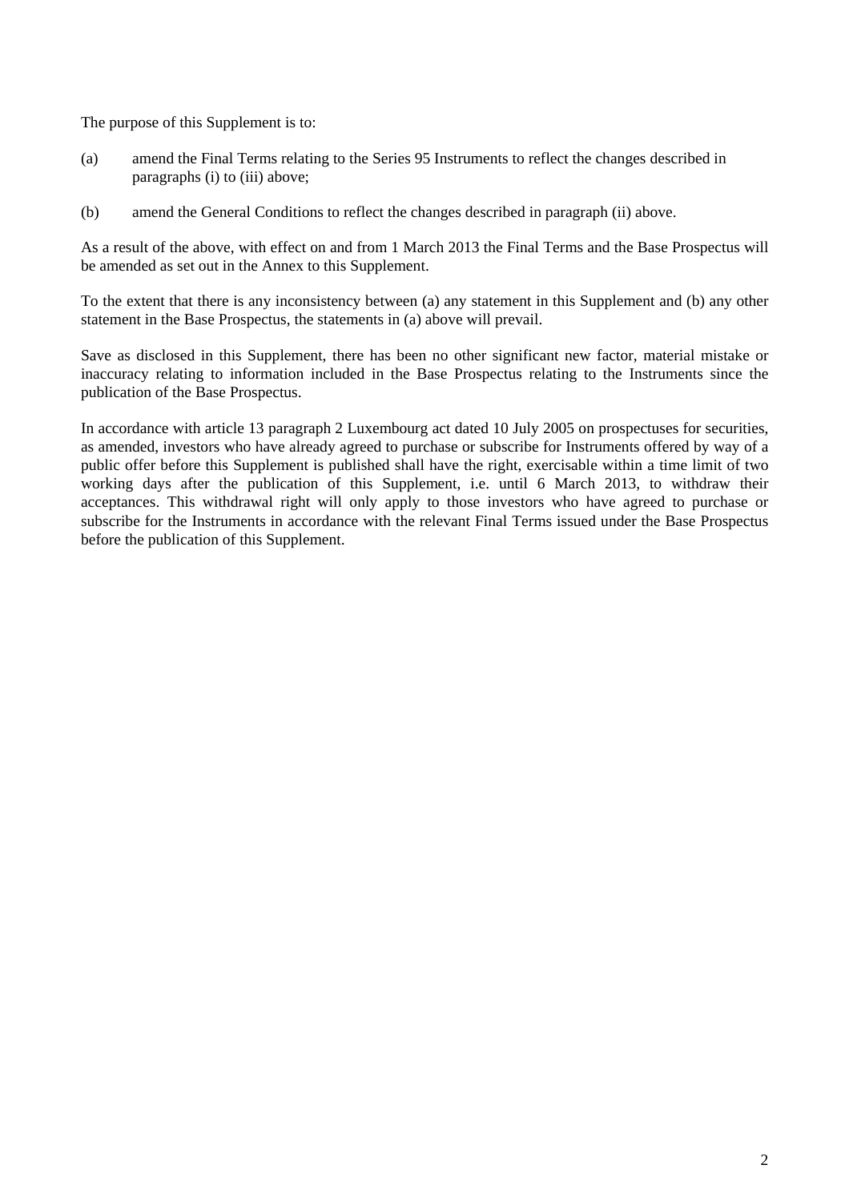The purpose of this Supplement is to:

(a) amend the Final Terms relating to the Series 95 Instruments to reflect the changes described in paragraphs (i) to (iii) above;

(b) amend the General Conditions to reflect the changes described in paragraph (ii) above.

As a result of the above, with effect on and from 1 March 2013 the Final Terms and the Base Prospectus will be amended as set out in the Annex to this Supplement.

To the extent that there is any inconsistency between (a) any statement in this Supplement and (b) any other statement in the Base Prospectus, the statements in (a) above will prevail.

Save as disclosed in this Supplement, there has been no other significant new factor, material mistake or inaccuracy relating to information included in the Base Prospectus relating to the Instruments since the publication of the Base Prospectus.

In accordance with article 13 paragraph 2 Luxembourg act dated 10 July 2005 on prospectuses for securities, as amended, investors who have already agreed to purchase or subscribe for Instruments offered by way of a public offer before this Supplement is published shall have the right, exercisable within a time limit of two working days after the publication of this Supplement, i.e. until 6 March 2013, to withdraw their acceptances. This withdrawal right will only apply to those investors who have agreed to purchase or subscribe for the Instruments in accordance with the relevant Final Terms issued under the Base Prospectus before the publication of this Supplement.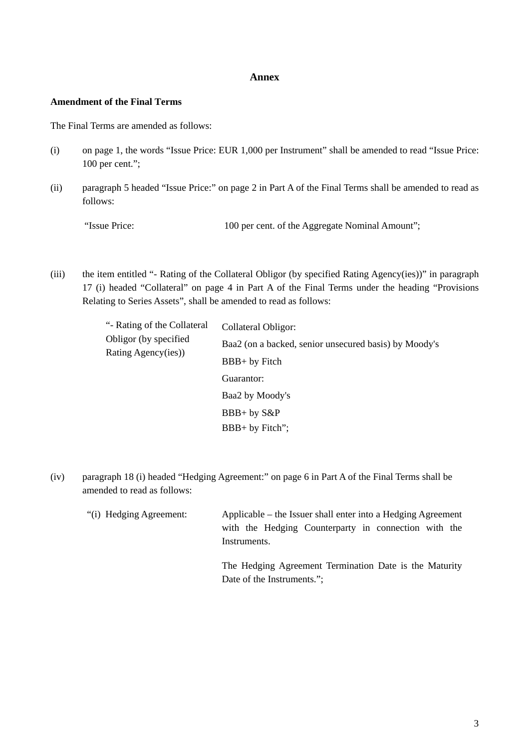## Annex

**Amendment of the Final Terms**

The Final Terms are amended as follows:

(i) on page 1, the words "Issue Price: EUR 1,000 per Instrument" shall be amended to read "Issue Price: 100 per cent.";

(ii) paragraph 5 headed "Issue Price:" on page 2 in Part A of the Final Terms shall be amended to read as follows:

"Issue Price: 100 per cent. of the Aggregate Nominal Amount";

(iii) the item entitled "- Rating of the Collateral Obligor (by specified Rating Agency(ies))" in paragraph 17 (i) headed "Collateral" on page 4 in Part A of the Final Terms under the heading "Provisions Relating to Series Assets", shall be amended to read as follows:

| "- Rating of the Collateral Obligor (by specified Rating Agency(ies)) | Collateral Obligor:<br>Baa2 (on a backed, senior unsecured basis) by Moody's<br>BBB+ by Fitch<br>Guarantor:<br>Baa2 by Moody's<br>BBB+ by S&P<br>BBB+ by Fitch"; |
|---|---|

(iv) paragraph 18 (i) headed "Hedging Agreement:" on page 6 in Part A of the Final Terms shall be amended to read as follows:

| "(i) Hedging Agreement: | Applicable – the Issuer shall enter into a Hedging Agreement with the Hedging Counterparty in connection with the Instruments.<br><br>The Hedging Agreement Termination Date is the Maturity Date of the Instruments."; |
|---|---|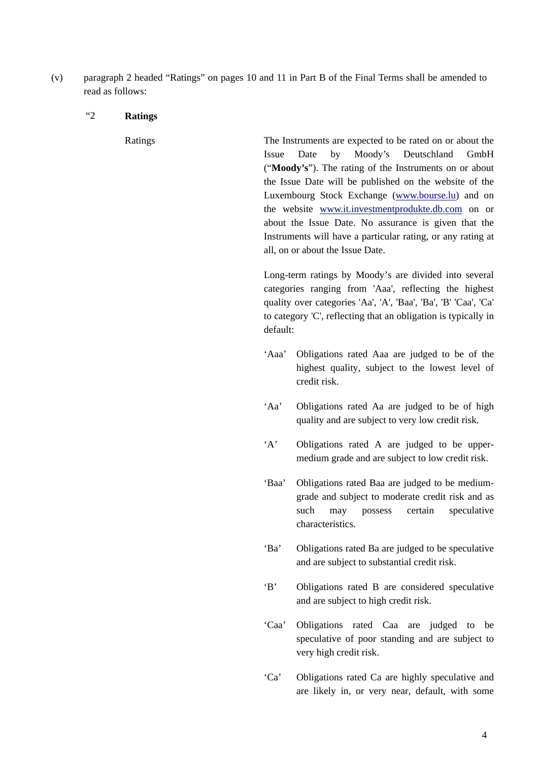(v) paragraph 2 headed "Ratings" on pages 10 and 11 in Part B of the Final Terms shall be amended to read as follows:

"2 **Ratings**

| | |
|---|---|
| Ratings | The Instruments are expected to be rated on or about the Issue Date by Moody's Deutschland GmbH ("**Moody's**"). The rating of the Instruments on or about the Issue Date will be published on the website of the Luxembourg Stock Exchange (www.bourse.lu) and on the website www.it.investmentprodukte.db.com on or about the Issue Date. No assurance is given that the Instruments will have a particular rating, or any rating at all, on or about the Issue Date. |
| | Long-term ratings by Moody's are divided into several categories ranging from 'Aaa', reflecting the highest quality over categories 'Aa', 'A', 'Baa', 'Ba', 'B' 'Caa', 'Ca' to category 'C', reflecting that an obligation is typically in default: |

| | |
|---|---|
| 'Aaa' | Obligations rated Aaa are judged to be of the highest quality, subject to the lowest level of credit risk. |
| 'Aa' | Obligations rated Aa are judged to be of high quality and are subject to very low credit risk. |
| 'A' | Obligations rated A are judged to be upper-medium grade and are subject to low credit risk. |
| 'Baa' | Obligations rated Baa are judged to be medium-grade and subject to moderate credit risk and as such may possess certain speculative characteristics. |
| 'Ba' | Obligations rated Ba are judged to be speculative and are subject to substantial credit risk. |
| 'B' | Obligations rated B are considered speculative and are subject to high credit risk. |
| 'Caa' | Obligations rated Caa are judged to be speculative of poor standing and are subject to very high credit risk. |
| 'Ca' | Obligations rated Ca are highly speculative and are likely in, or very near, default, with some |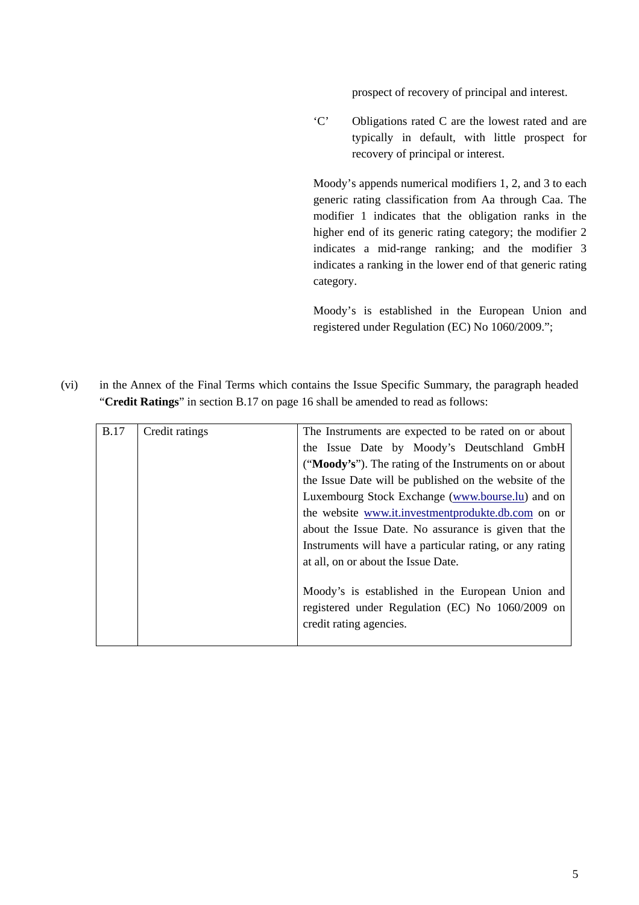prospect of recovery of principal and interest.

‘C’ Obligations rated C are the lowest rated and are typically in default, with little prospect for recovery of principal or interest.

Moody’s appends numerical modifiers 1, 2, and 3 to each generic rating classification from Aa through Caa. The modifier 1 indicates that the obligation ranks in the higher end of its generic rating category; the modifier 2 indicates a mid-range ranking; and the modifier 3 indicates a ranking in the lower end of that generic rating category.

Moody’s is established in the European Union and registered under Regulation (EC) No 1060/2009.”;

(vi) in the Annex of the Final Terms which contains the Issue Specific Summary, the paragraph headed “**Credit Ratings**” in section B.17 on page 16 shall be amended to read as follows:

| | | |
|---|---|---|
| B.17 | Credit ratings | The Instruments are expected to be rated on or about the Issue Date by Moody’s Deutschland GmbH (“**Moody’s**”). The rating of the Instruments on or about the Issue Date will be published on the website of the Luxembourg Stock Exchange (www.bourse.lu) and on the website www.it.investmentprodukte.db.com on or about the Issue Date. No assurance is given that the Instruments will have a particular rating, or any rating at all, on or about the Issue Date.<br><br>Moody’s is established in the European Union and registered under Regulation (EC) No 1060/2009 on credit rating agencies. |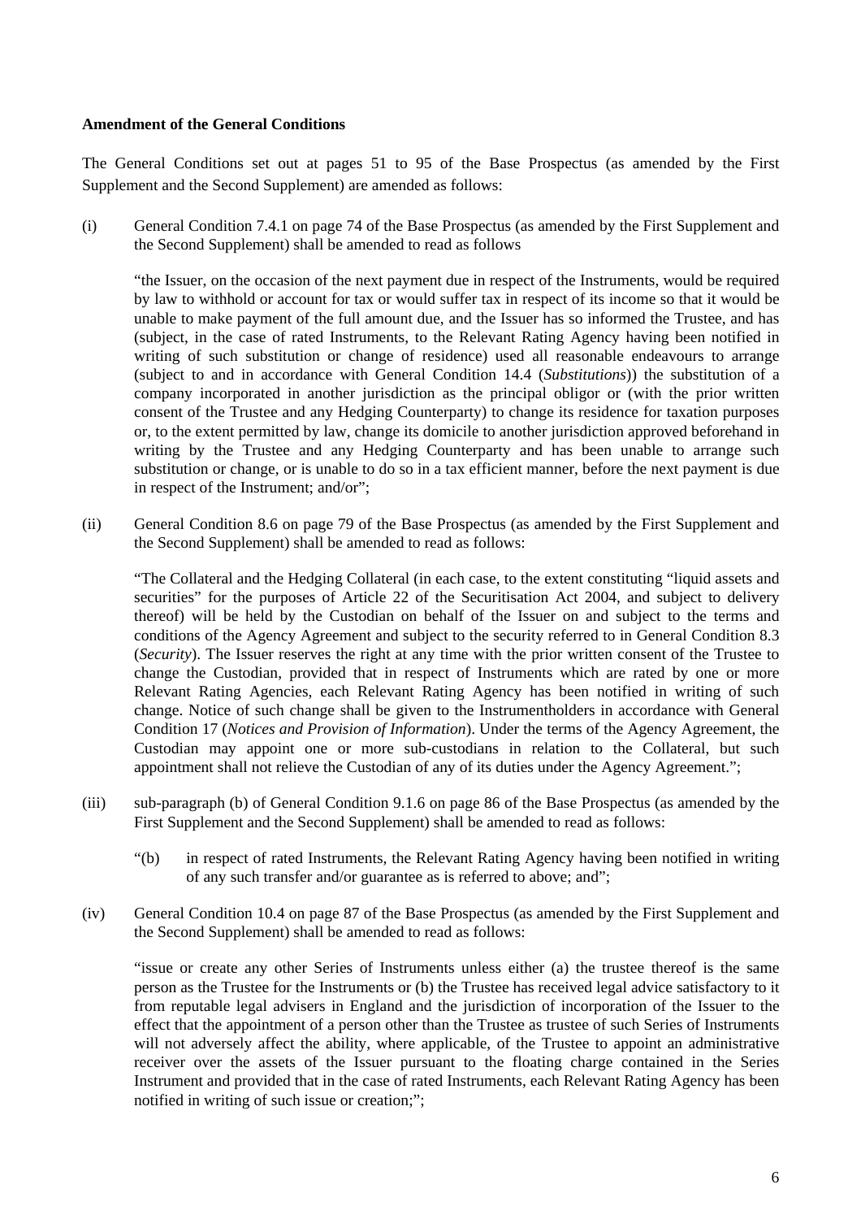**Amendment of the General Conditions**

The General Conditions set out at pages 51 to 95 of the Base Prospectus (as amended by the First Supplement and the Second Supplement) are amended as follows:

(i) General Condition 7.4.1 on page 74 of the Base Prospectus (as amended by the First Supplement and the Second Supplement) shall be amended to read as follows

> "the Issuer, on the occasion of the next payment due in respect of the Instruments, would be required by law to withhold or account for tax or would suffer tax in respect of its income so that it would be unable to make payment of the full amount due, and the Issuer has so informed the Trustee, and has (subject, in the case of rated Instruments, to the Relevant Rating Agency having been notified in writing of such substitution or change of residence) used all reasonable endeavours to arrange (subject to and in accordance with General Condition 14.4 (*Substitutions*)) the substitution of a company incorporated in another jurisdiction as the principal obligor or (with the prior written consent of the Trustee and any Hedging Counterparty) to change its residence for taxation purposes or, to the extent permitted by law, change its domicile to another jurisdiction approved beforehand in writing by the Trustee and any Hedging Counterparty and has been unable to arrange such substitution or change, or is unable to do so in a tax efficient manner, before the next payment is due in respect of the Instrument; and/or";

(ii) General Condition 8.6 on page 79 of the Base Prospectus (as amended by the First Supplement and the Second Supplement) shall be amended to read as follows:

> "The Collateral and the Hedging Collateral (in each case, to the extent constituting "liquid assets and securities" for the purposes of Article 22 of the Securitisation Act 2004, and subject to delivery thereof) will be held by the Custodian on behalf of the Issuer on and subject to the terms and conditions of the Agency Agreement and subject to the security referred to in General Condition 8.3 (*Security*). The Issuer reserves the right at any time with the prior written consent of the Trustee to change the Custodian, provided that in respect of Instruments which are rated by one or more Relevant Rating Agencies, each Relevant Rating Agency has been notified in writing of such change. Notice of such change shall be given to the Instrumentholders in accordance with General Condition 17 (*Notices and Provision of Information*). Under the terms of the Agency Agreement, the Custodian may appoint one or more sub-custodians in relation to the Collateral, but such appointment shall not relieve the Custodian of any of its duties under the Agency Agreement.";

(iii) sub-paragraph (b) of General Condition 9.1.6 on page 86 of the Base Prospectus (as amended by the First Supplement and the Second Supplement) shall be amended to read as follows:

> "(b) in respect of rated Instruments, the Relevant Rating Agency having been notified in writing of any such transfer and/or guarantee as is referred to above; and";

(iv) General Condition 10.4 on page 87 of the Base Prospectus (as amended by the First Supplement and the Second Supplement) shall be amended to read as follows:

> "issue or create any other Series of Instruments unless either (a) the trustee thereof is the same person as the Trustee for the Instruments or (b) the Trustee has received legal advice satisfactory to it from reputable legal advisers in England and the jurisdiction of incorporation of the Issuer to the effect that the appointment of a person other than the Trustee as trustee of such Series of Instruments will not adversely affect the ability, where applicable, of the Trustee to appoint an administrative receiver over the assets of the Issuer pursuant to the floating charge contained in the Series Instrument and provided that in the case of rated Instruments, each Relevant Rating Agency has been notified in writing of such issue or creation;";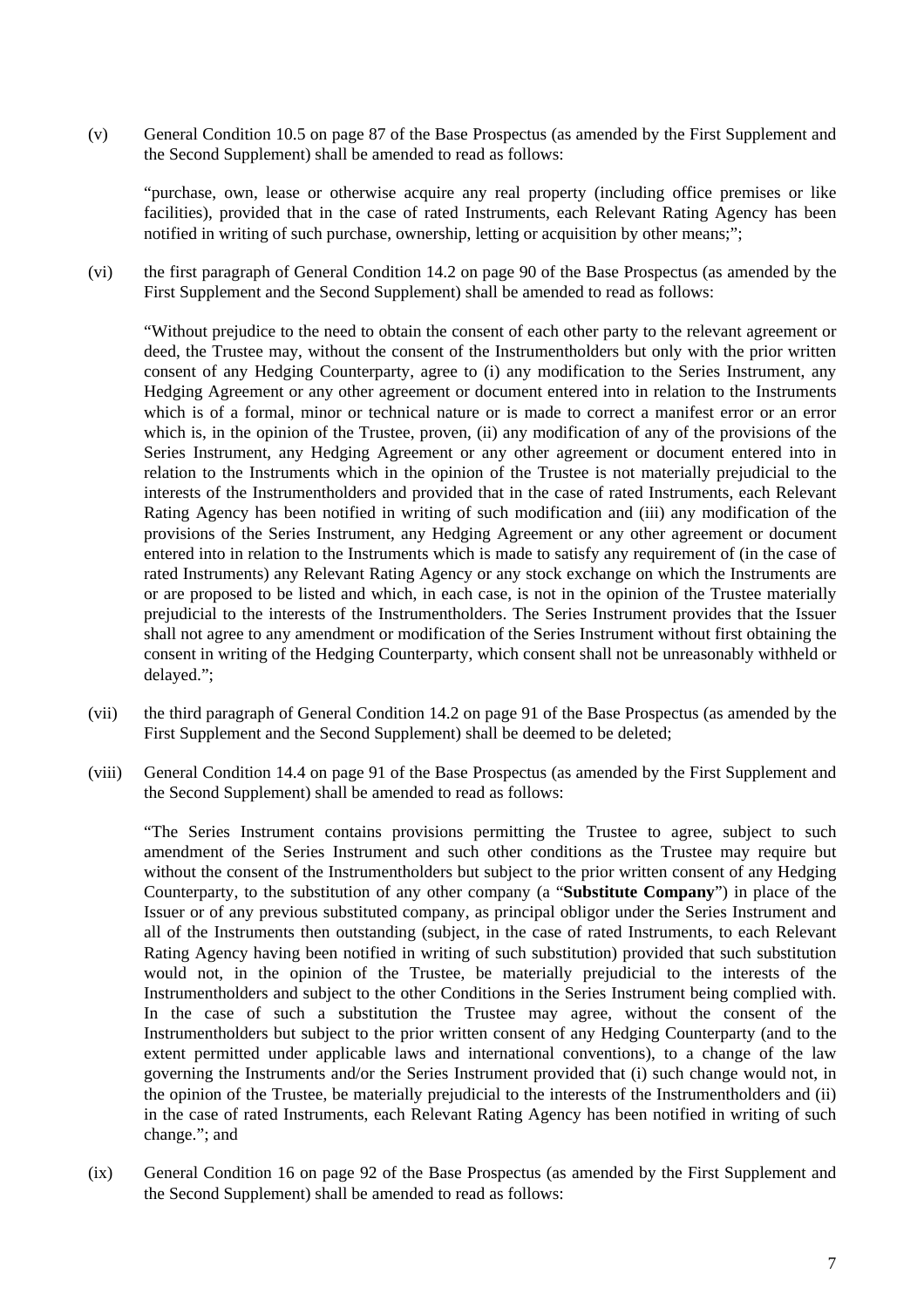(v) General Condition 10.5 on page 87 of the Base Prospectus (as amended by the First Supplement and the Second Supplement) shall be amended to read as follows:

> "purchase, own, lease or otherwise acquire any real property (including office premises or like facilities), provided that in the case of rated Instruments, each Relevant Rating Agency has been notified in writing of such purchase, ownership, letting or acquisition by other means;";

(vi) the first paragraph of General Condition 14.2 on page 90 of the Base Prospectus (as amended by the First Supplement and the Second Supplement) shall be amended to read as follows:

> "Without prejudice to the need to obtain the consent of each other party to the relevant agreement or deed, the Trustee may, without the consent of the Instrumentholders but only with the prior written consent of any Hedging Counterparty, agree to (i) any modification to the Series Instrument, any Hedging Agreement or any other agreement or document entered into in relation to the Instruments which is of a formal, minor or technical nature or is made to correct a manifest error or an error which is, in the opinion of the Trustee, proven, (ii) any modification of any of the provisions of the Series Instrument, any Hedging Agreement or any other agreement or document entered into in relation to the Instruments which in the opinion of the Trustee is not materially prejudicial to the interests of the Instrumentholders and provided that in the case of rated Instruments, each Relevant Rating Agency has been notified in writing of such modification and (iii) any modification of the provisions of the Series Instrument, any Hedging Agreement or any other agreement or document entered into in relation to the Instruments which is made to satisfy any requirement of (in the case of rated Instruments) any Relevant Rating Agency or any stock exchange on which the Instruments are or are proposed to be listed and which, in each case, is not in the opinion of the Trustee materially prejudicial to the interests of the Instrumentholders. The Series Instrument provides that the Issuer shall not agree to any amendment or modification of the Series Instrument without first obtaining the consent in writing of the Hedging Counterparty, which consent shall not be unreasonably withheld or delayed.";

(vii) the third paragraph of General Condition 14.2 on page 91 of the Base Prospectus (as amended by the First Supplement and the Second Supplement) shall be deemed to be deleted;

(viii) General Condition 14.4 on page 91 of the Base Prospectus (as amended by the First Supplement and the Second Supplement) shall be amended to read as follows:

> "The Series Instrument contains provisions permitting the Trustee to agree, subject to such amendment of the Series Instrument and such other conditions as the Trustee may require but without the consent of the Instrumentholders but subject to the prior written consent of any Hedging Counterparty, to the substitution of any other company (a "**Substitute Company**") in place of the Issuer or of any previous substituted company, as principal obligor under the Series Instrument and all of the Instruments then outstanding (subject, in the case of rated Instruments, to each Relevant Rating Agency having been notified in writing of such substitution) provided that such substitution would not, in the opinion of the Trustee, be materially prejudicial to the interests of the Instrumentholders and subject to the other Conditions in the Series Instrument being complied with. In the case of such a substitution the Trustee may agree, without the consent of the Instrumentholders but subject to the prior written consent of any Hedging Counterparty (and to the extent permitted under applicable laws and international conventions), to a change of the law governing the Instruments and/or the Series Instrument provided that (i) such change would not, in the opinion of the Trustee, be materially prejudicial to the interests of the Instrumentholders and (ii) in the case of rated Instruments, each Relevant Rating Agency has been notified in writing of such change."; and

(ix) General Condition 16 on page 92 of the Base Prospectus (as amended by the First Supplement and the Second Supplement) shall be amended to read as follows: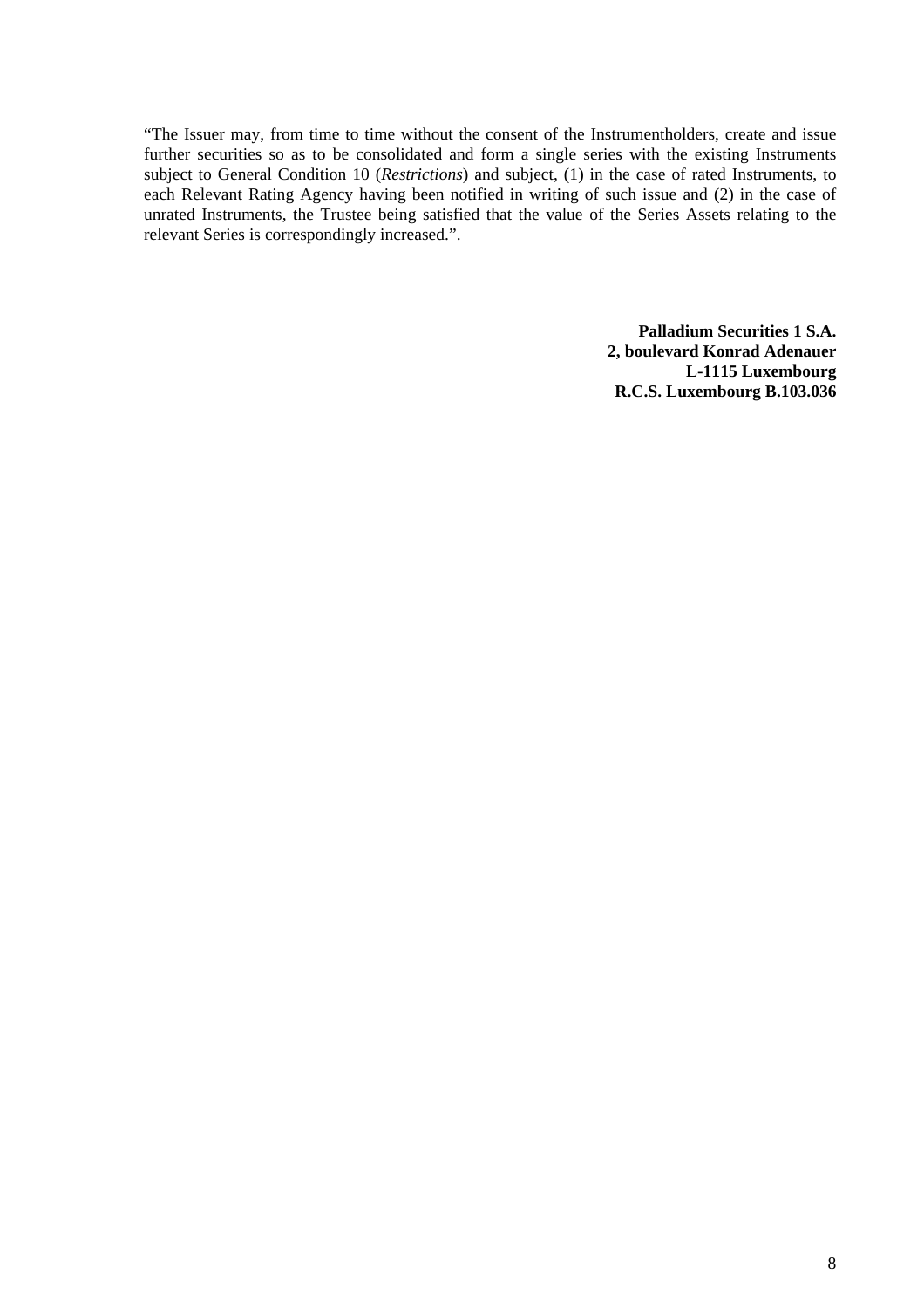"The Issuer may, from time to time without the consent of the Instrumentholders, create and issue further securities so as to be consolidated and form a single series with the existing Instruments subject to General Condition 10 (*Restrictions*) and subject, (1) in the case of rated Instruments, to each Relevant Rating Agency having been notified in writing of such issue and (2) in the case of unrated Instruments, the Trustee being satisfied that the value of the Series Assets relating to the relevant Series is correspondingly increased.".

**Palladium Securities 1 S.A.**
**2, boulevard Konrad Adenauer**
**L-1115 Luxembourg**
**R.C.S. Luxembourg B.103.036**